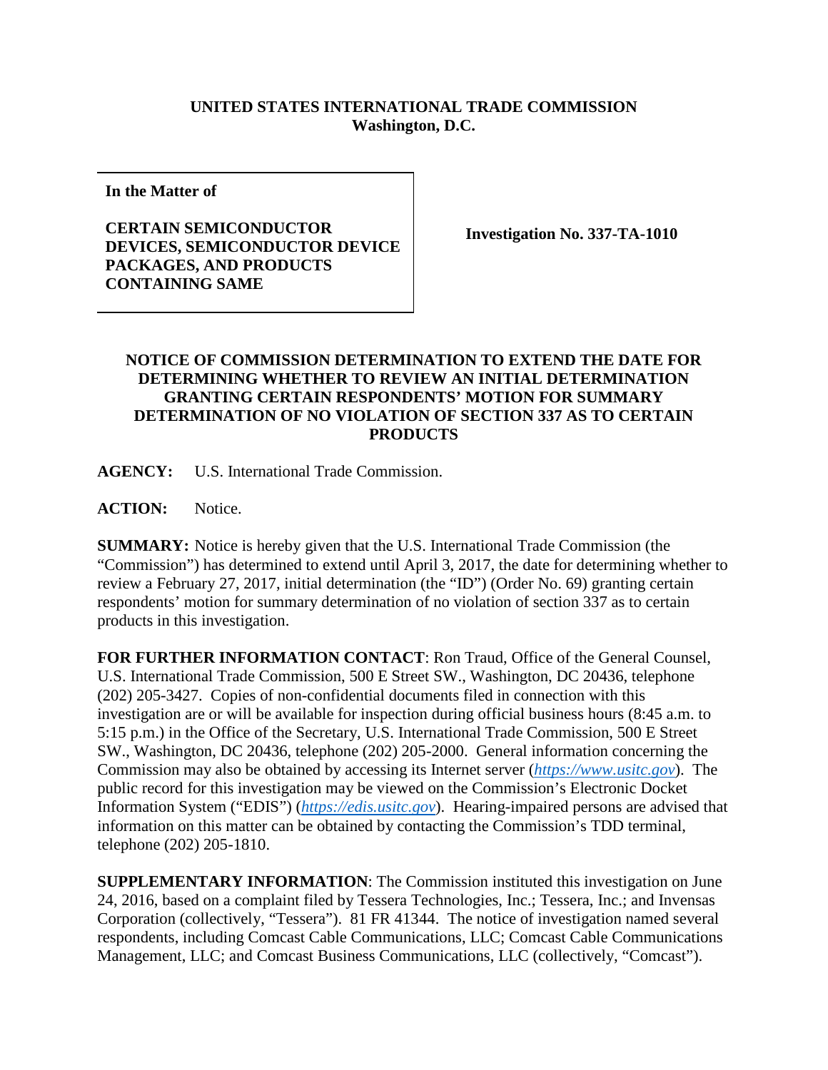**UNITED STATES INTERNATIONAL TRADE COMMISSION**
**Washington, D.C.**

| **In the Matter of**<br><br>**CERTAIN SEMICONDUCTOR DEVICES, SEMICONDUCTOR DEVICE PACKAGES, AND PRODUCTS CONTAINING SAME** | **Investigation No. 337-TA-1010** |
|---|---|

## NOTICE OF COMMISSION DETERMINATION TO EXTEND THE DATE FOR DETERMINING WHETHER TO REVIEW AN INITIAL DETERMINATION GRANTING CERTAIN RESPONDENTS' MOTION FOR SUMMARY DETERMINATION OF NO VIOLATION OF SECTION 337 AS TO CERTAIN PRODUCTS

**AGENCY:** U.S. International Trade Commission.

**ACTION:** Notice.

**SUMMARY:** Notice is hereby given that the U.S. International Trade Commission (the "Commission") has determined to extend until April 3, 2017, the date for determining whether to review a February 27, 2017, initial determination (the "ID") (Order No. 69) granting certain respondents' motion for summary determination of no violation of section 337 as to certain products in this investigation.

**FOR FURTHER INFORMATION CONTACT**: Ron Traud, Office of the General Counsel, U.S. International Trade Commission, 500 E Street SW., Washington, DC 20436, telephone (202) 205-3427. Copies of non-confidential documents filed in connection with this investigation are or will be available for inspection during official business hours (8:45 a.m. to 5:15 p.m.) in the Office of the Secretary, U.S. International Trade Commission, 500 E Street SW., Washington, DC 20436, telephone (202) 205-2000. General information concerning the Commission may also be obtained by accessing its Internet server (*https://www.usitc.gov*). The public record for this investigation may be viewed on the Commission's Electronic Docket Information System ("EDIS") (*https://edis.usitc.gov*). Hearing-impaired persons are advised that information on this matter can be obtained by contacting the Commission's TDD terminal, telephone (202) 205-1810.

**SUPPLEMENTARY INFORMATION**: The Commission instituted this investigation on June 24, 2016, based on a complaint filed by Tessera Technologies, Inc.; Tessera, Inc.; and Invensas Corporation (collectively, "Tessera"). 81 FR 41344. The notice of investigation named several respondents, including Comcast Cable Communications, LLC; Comcast Cable Communications Management, LLC; and Comcast Business Communications, LLC (collectively, "Comcast").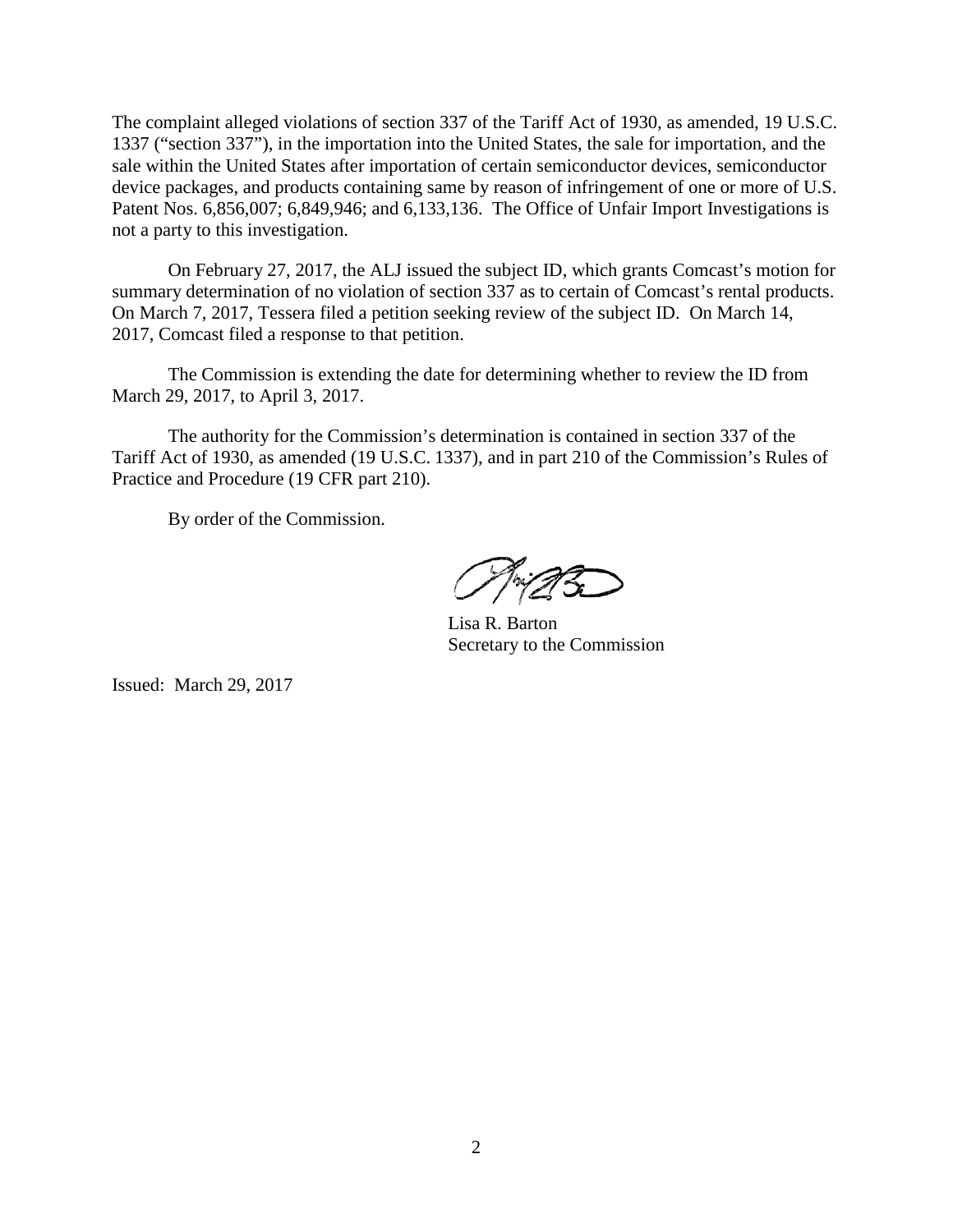The complaint alleged violations of section 337 of the Tariff Act of 1930, as amended, 19 U.S.C. 1337 ("section 337"), in the importation into the United States, the sale for importation, and the sale within the United States after importation of certain semiconductor devices, semiconductor device packages, and products containing same by reason of infringement of one or more of U.S. Patent Nos. 6,856,007; 6,849,946; and 6,133,136. The Office of Unfair Import Investigations is not a party to this investigation.

On February 27, 2017, the ALJ issued the subject ID, which grants Comcast's motion for summary determination of no violation of section 337 as to certain of Comcast's rental products. On March 7, 2017, Tessera filed a petition seeking review of the subject ID. On March 14, 2017, Comcast filed a response to that petition.

The Commission is extending the date for determining whether to review the ID from March 29, 2017, to April 3, 2017.

The authority for the Commission's determination is contained in section 337 of the Tariff Act of 1930, as amended (19 U.S.C. 1337), and in part 210 of the Commission's Rules of Practice and Procedure (19 CFR part 210).

By order of the Commission.

Lisa R. Barton
Secretary to the Commission

Issued: March 29, 2017